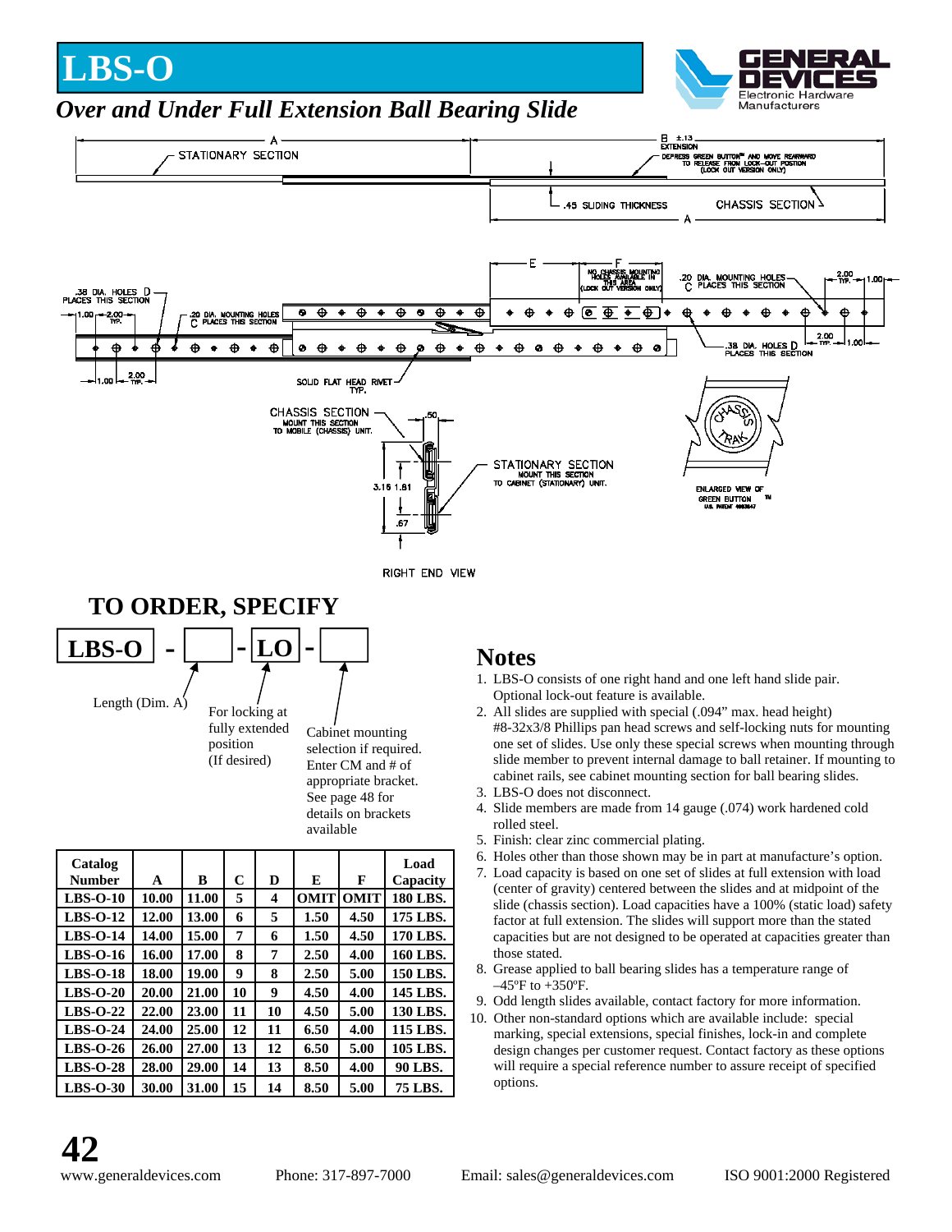# LBS-O

## *Over and Under Full Extension Ball Bearing Slide*

STATIONARY SECTION

CHASSIS SECTION

.45 SLIDING THICKNESS

B ±.13 EXTENSION

DEPRESS GREEN BUTTON™ AND MOVE REARWARD TO RELEASE FROM LOCK-OUT POSITION (LOCK OUT VERSION ONLY)

NO CHASSIS MOUNTING HOLES AVAILABLE IN THIS AREA (LOCK OUT VERSION ONLY)

.38 DIA. HOLES D PLACES THIS SECTION

.20 DIA. MOUNTING HOLES C PLACES THIS SECTION

SOLID FLAT HEAD RIVET TYP.

CHASSIS SECTION MOUNT THIS SECTION TO MOBILE (CHASSIS) UNIT.

STATIONARY SECTION MOUNT THIS SECTION TO CABINET (STATIONARY) UNIT.

RIGHT END VIEW

ENLARGED VIEW OF GREEN BUTTON ™ U.S. PATENT

## TO ORDER, SPECIFY

**LBS-O** - [ ] - **LO** - [ ]

- Length (Dim. A)
- For locking at fully extended position (If desired)
- Cabinet mounting selection if required. Enter CM and # of appropriate bracket. See page 48 for details on brackets available

| Catalog Number | A | B | C | D | E | F | Load Capacity |
|---|---|---|---|---|---|---|---|
| LBS-O-10 | 10.00 | 11.00 | 5 | 4 | OMIT | OMIT | 180 LBS. |
| LBS-O-12 | 12.00 | 13.00 | 6 | 5 | 1.50 | 4.50 | 175 LBS. |
| LBS-O-14 | 14.00 | 15.00 | 7 | 6 | 1.50 | 4.50 | 170 LBS. |
| LBS-O-16 | 16.00 | 17.00 | 8 | 7 | 2.50 | 4.00 | 160 LBS. |
| LBS-O-18 | 18.00 | 19.00 | 9 | 8 | 2.50 | 5.00 | 150 LBS. |
| LBS-O-20 | 20.00 | 21.00 | 10 | 9 | 4.50 | 4.00 | 145 LBS. |
| LBS-O-22 | 22.00 | 23.00 | 11 | 10 | 4.50 | 5.00 | 130 LBS. |
| LBS-O-24 | 24.00 | 25.00 | 12 | 11 | 6.50 | 4.00 | 115 LBS. |
| LBS-O-26 | 26.00 | 27.00 | 13 | 12 | 6.50 | 5.00 | 105 LBS. |
| LBS-O-28 | 28.00 | 29.00 | 14 | 13 | 8.50 | 4.00 | 90 LBS. |
| LBS-O-30 | 30.00 | 31.00 | 15 | 14 | 8.50 | 5.00 | 75 LBS. |

## Notes

1. LBS-O consists of one right hand and one left hand slide pair. Optional lock-out feature is available.
2. All slides are supplied with special (.094" max. head height) #8-32x3/8 Phillips pan head screws and self-locking nuts for mounting one set of slides. Use only these special screws when mounting through slide member to prevent internal damage to ball retainer. If mounting to cabinet rails, see cabinet mounting section for ball bearing slides.
3. LBS-O does not disconnect.
4. Slide members are made from 14 gauge (.074) work hardened cold rolled steel.
5. Finish: clear zinc commercial plating.
6. Holes other than those shown may be in part at manufacture's option.
7. Load capacity is based on one set of slides at full extension with load (center of gravity) centered between the slides and at midpoint of the slide (chassis section). Load capacities have a 100% (static load) safety factor at full extension. The slides will support more than the stated capacities but are not designed to be operated at capacities greater than those stated.
8. Grease applied to ball bearing slides has a temperature range of –45ºF to +350ºF.
9. Odd length slides available, contact factory for more information.
10. Other non-standard options which are available include: special marking, special extensions, special finishes, lock-in and complete design changes per customer request. Contact factory as these options will require a special reference number to assure receipt of specified options.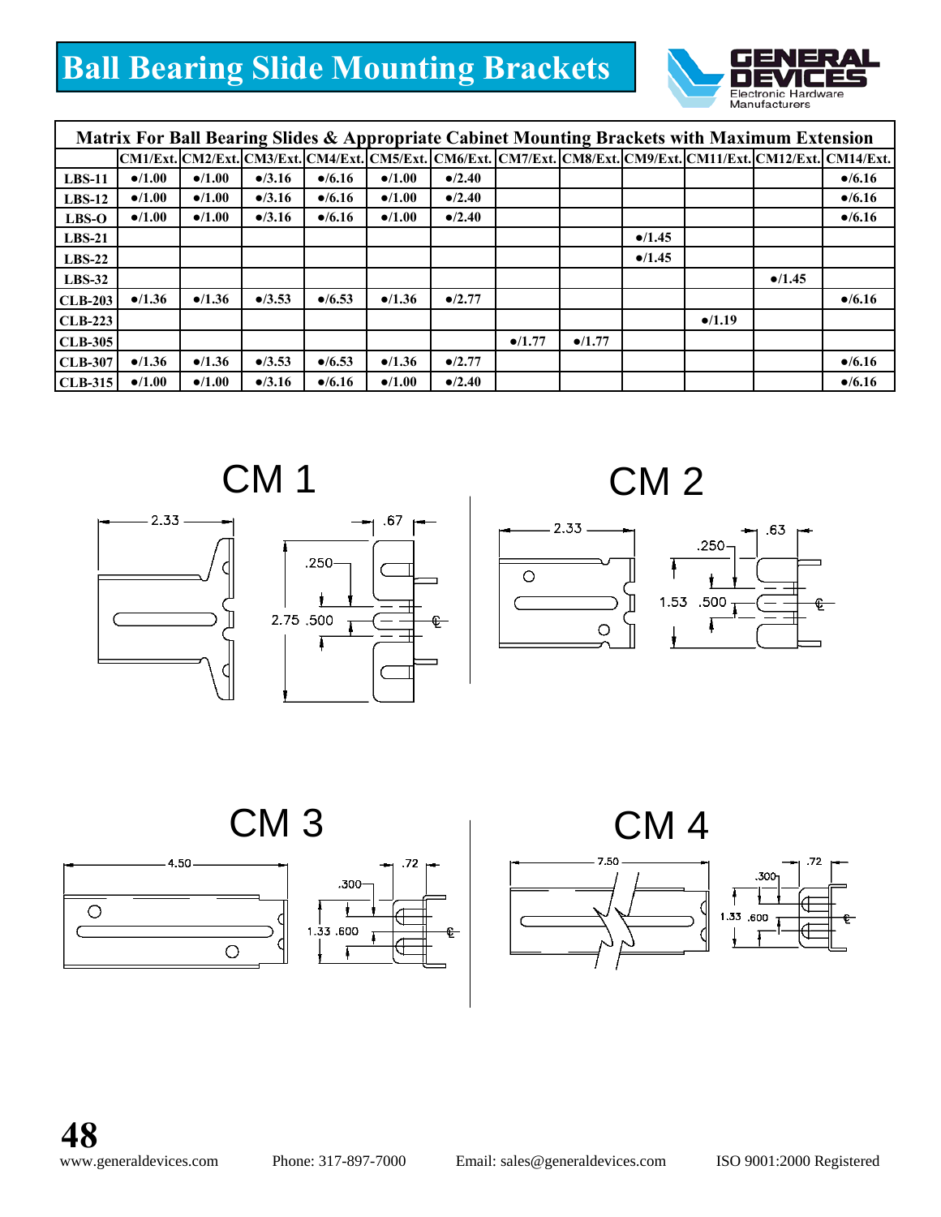# Ball Bearing Slide Mounting Brackets

| Matrix For Ball Bearing Slides & Appropriate Cabinet Mounting Brackets with Maximum Extension | | | | | | | | | | | | |
|---|---|---|---|---|---|---|---|---|---|---|---|---|
| | CM1/Ext. | CM2/Ext. | CM3/Ext. | CM4/Ext. | CM5/Ext. | CM6/Ext. | CM7/Ext. | CM8/Ext. | CM9/Ext. | CM11/Ext. | CM12/Ext. | CM14/Ext. |
| **LBS-11** | •/1.00 | •/1.00 | •/3.16 | •/6.16 | •/1.00 | •/2.40 | | | | | | •/6.16 |
| **LBS-12** | •/1.00 | •/1.00 | •/3.16 | •/6.16 | •/1.00 | •/2.40 | | | | | | •/6.16 |
| **LBS-O** | •/1.00 | •/1.00 | •/3.16 | •/6.16 | •/1.00 | •/2.40 | | | | | | •/6.16 |
| **LBS-21** | | | | | | | | | •/1.45 | | | |
| **LBS-22** | | | | | | | | | •/1.45 | | | |
| **LBS-32** | | | | | | | | | | | •/1.45 | |
| **CLB-203** | •/1.36 | •/1.36 | •/3.53 | •/6.53 | •/1.36 | •/2.77 | | | | | | •/6.16 |
| **CLB-223** | | | | | | | | | | •/1.19 | | |
| **CLB-305** | | | | | | | •/1.77 | •/1.77 | | | | |
| **CLB-307** | •/1.36 | •/1.36 | •/3.53 | •/6.53 | •/1.36 | •/2.77 | | | | | | •/6.16 |
| **CLB-315** | •/1.00 | •/1.00 | •/3.16 | •/6.16 | •/1.00 | •/2.40 | | | | | | •/6.16 |

## CM 1

2.33 &nbsp; .67 &nbsp; .250 &nbsp; 2.75 &nbsp; .500

## CM 2

2.33 &nbsp; .63 &nbsp; .250 &nbsp; 1.53 &nbsp; .500

## CM 3

4.50 &nbsp; .72 &nbsp; .300 &nbsp; 1.33 &nbsp; .600

## CM 4

7.50 &nbsp; .72 &nbsp; .300 &nbsp; 1.33 &nbsp; .600

www.generaldevices.com Phone: 317-897-7000 Email: sales@generaldevices.com ISO 9001:2000 Registered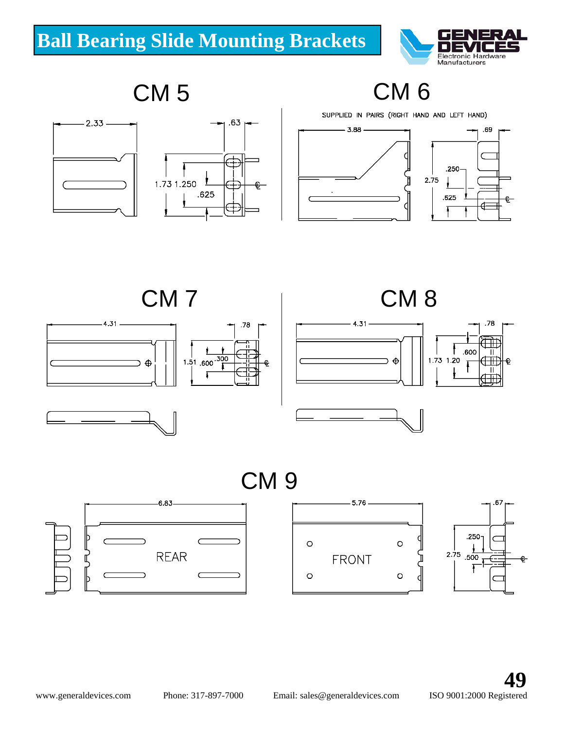# Ball Bearing Slide Mounting Brackets

## CM 5

2.33

.63

1.73 1.250

.625

## CM 6

SUPPLIED IN PAIRS (RIGHT HAND AND LEFT HAND)

3.88

.69

.250

2.75

.625

## CM 7

4.31

.78

1.51 .600 .300

## CM 8

4.31

.78

.600

1.73 1.20

## CM 9

6.83

REAR

5.76

FRONT

.67

.250

2.75 .500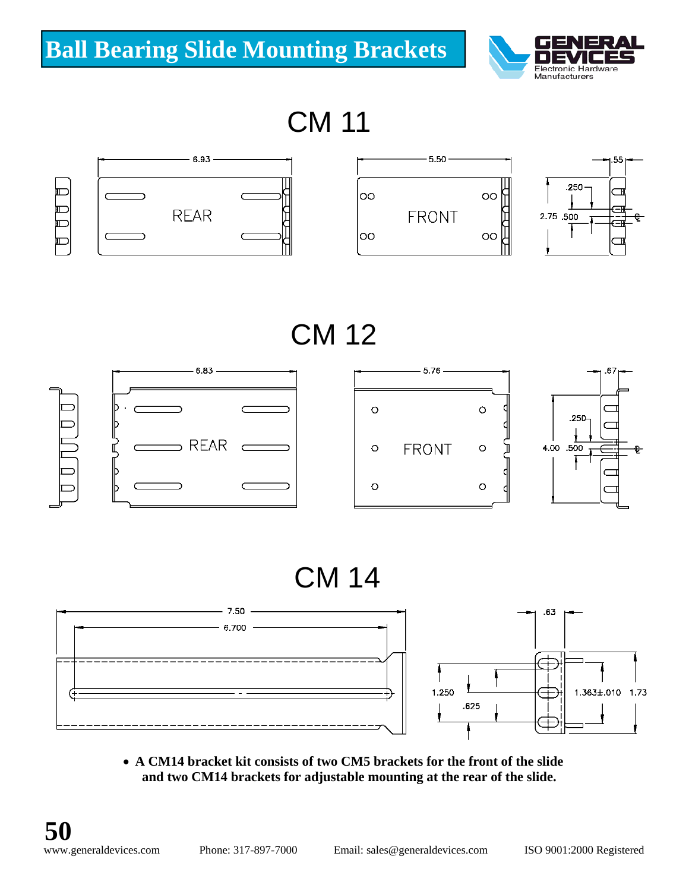# Ball Bearing Slide Mounting Brackets

## CM 11

6.93

REAR

5.50

FRONT

.55

.250

2.75 .500

## CM 12

6.83

REAR

5.76

FRONT

.67

.250

4.00 .500

## CM 14

7.50

6.700

.63

1.250

.625

1.363±.010

1.73

- **A CM14 bracket kit consists of two CM5 brackets for the front of the slide and two CM14 brackets for adjustable mounting at the rear of the slide.**

www.generaldevices.com Phone: 317-897-7000 Email: sales@generaldevices.com ISO 9001:2000 Registered